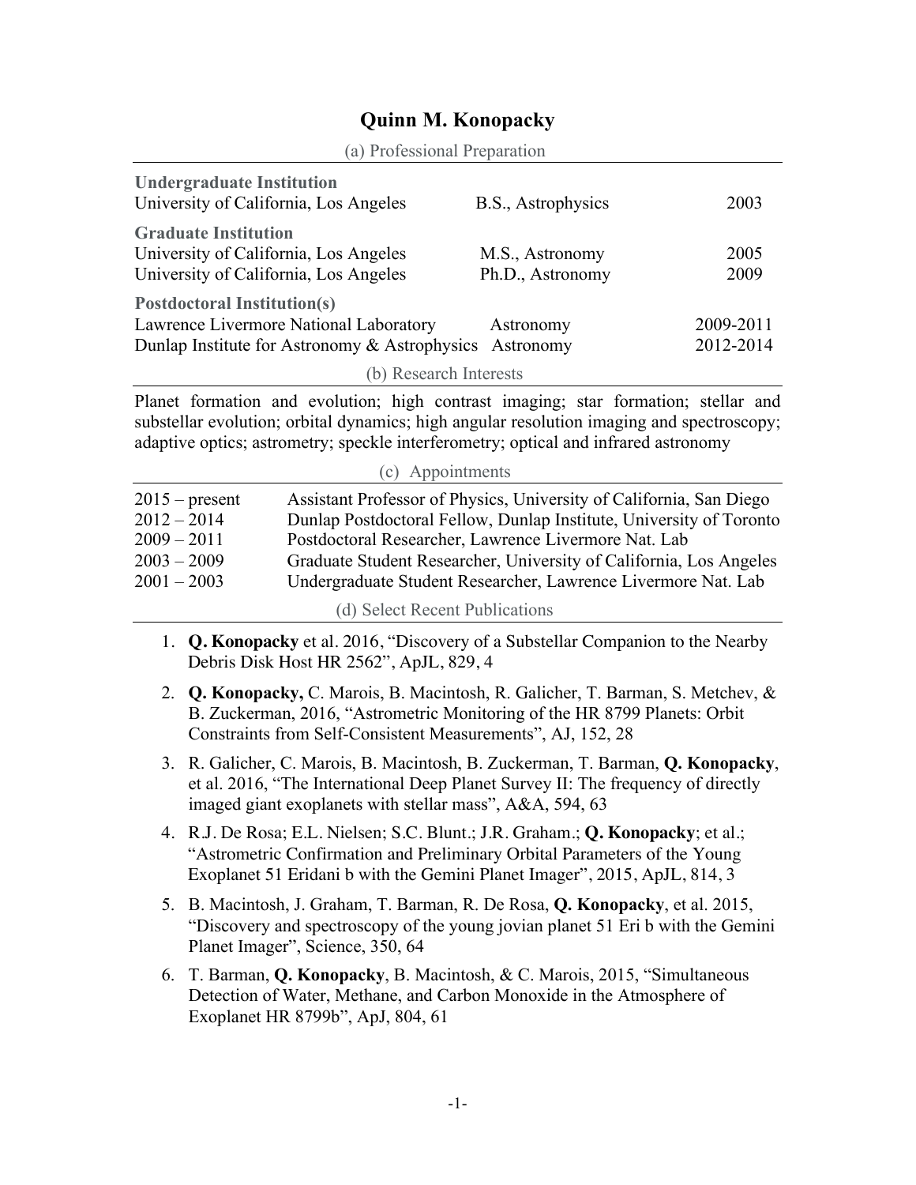# Quinn M. Konopacky

## (a) Professional Preparation

| | | |
|---|---|---|
| **Undergraduate Institution** | | |
| University of California, Los Angeles | B.S., Astrophysics | 2003 |
| **Graduate Institution** | | |
| University of California, Los Angeles | M.S., Astronomy | 2005 |
| University of California, Los Angeles | Ph.D., Astronomy | 2009 |
| **Postdoctoral Institution(s)** | | |
| Lawrence Livermore National Laboratory | Astronomy | 2009-2011 |
| Dunlap Institute for Astronomy & Astrophysics | Astronomy | 2012-2014 |

## (b) Research Interests

Planet formation and evolution; high contrast imaging; star formation; stellar and substellar evolution; orbital dynamics; high angular resolution imaging and spectroscopy; adaptive optics; astrometry; speckle interferometry; optical and infrared astronomy

## (c) Appointments

| | |
|---|---|
| 2015 – present | Assistant Professor of Physics, University of California, San Diego |
| 2012 – 2014 | Dunlap Postdoctoral Fellow, Dunlap Institute, University of Toronto |
| 2009 – 2011 | Postdoctoral Researcher, Lawrence Livermore Nat. Lab |
| 2003 – 2009 | Graduate Student Researcher, University of California, Los Angeles |
| 2001 – 2003 | Undergraduate Student Researcher, Lawrence Livermore Nat. Lab |

## (d) Select Recent Publications

1. **Q. Konopacky** et al. 2016, "Discovery of a Substellar Companion to the Nearby Debris Disk Host HR 2562", ApJL, 829, 4
2. **Q. Konopacky,** C. Marois, B. Macintosh, R. Galicher, T. Barman, S. Metchev, & B. Zuckerman, 2016, "Astrometric Monitoring of the HR 8799 Planets: Orbit Constraints from Self-Consistent Measurements", AJ, 152, 28
3. R. Galicher, C. Marois, B. Macintosh, B. Zuckerman, T. Barman, **Q. Konopacky**, et al. 2016, "The International Deep Planet Survey II: The frequency of directly imaged giant exoplanets with stellar mass", A&A, 594, 63
4. R.J. De Rosa; E.L. Nielsen; S.C. Blunt.; J.R. Graham.; **Q. Konopacky**; et al.; "Astrometric Confirmation and Preliminary Orbital Parameters of the Young Exoplanet 51 Eridani b with the Gemini Planet Imager", 2015, ApJL, 814, 3
5. B. Macintosh, J. Graham, T. Barman, R. De Rosa, **Q. Konopacky**, et al. 2015, "Discovery and spectroscopy of the young jovian planet 51 Eri b with the Gemini Planet Imager", Science, 350, 64
6. T. Barman, **Q. Konopacky**, B. Macintosh, & C. Marois, 2015, "Simultaneous Detection of Water, Methane, and Carbon Monoxide in the Atmosphere of Exoplanet HR 8799b", ApJ, 804, 61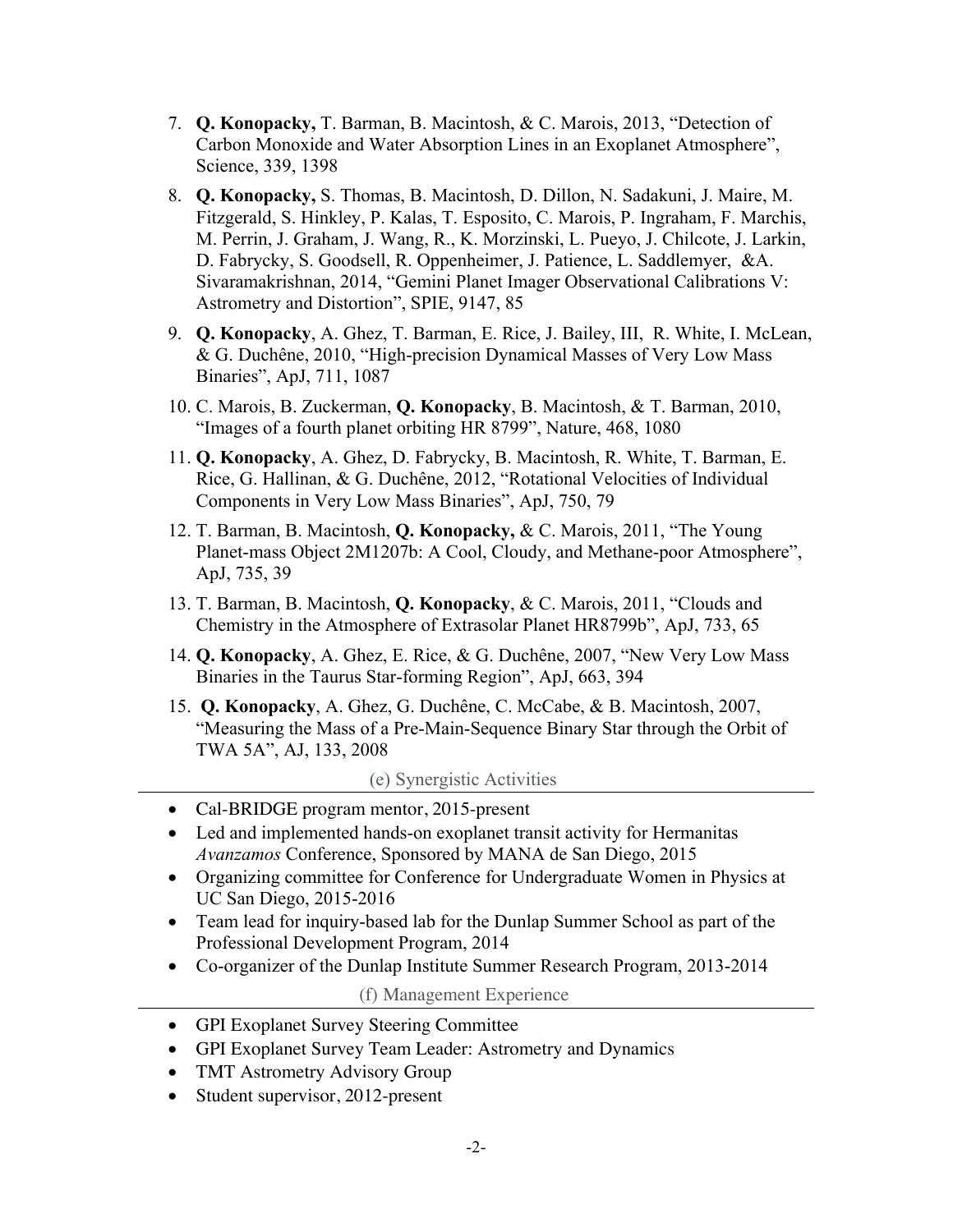7. **Q. Konopacky,** T. Barman, B. Macintosh, & C. Marois, 2013, "Detection of Carbon Monoxide and Water Absorption Lines in an Exoplanet Atmosphere", Science, 339, 1398
8. **Q. Konopacky,** S. Thomas, B. Macintosh, D. Dillon, N. Sadakuni, J. Maire, M. Fitzgerald, S. Hinkley, P. Kalas, T. Esposito, C. Marois, P. Ingraham, F. Marchis, M. Perrin, J. Graham, J. Wang, R., K. Morzinski, L. Pueyo, J. Chilcote, J. Larkin, D. Fabrycky, S. Goodsell, R. Oppenheimer, J. Patience, L. Saddlemyer, &A. Sivaramakrishnan, 2014, "Gemini Planet Imager Observational Calibrations V: Astrometry and Distortion", SPIE, 9147, 85
9. **Q. Konopacky**, A. Ghez, T. Barman, E. Rice, J. Bailey, III, R. White, I. McLean, & G. Duchêne, 2010, "High-precision Dynamical Masses of Very Low Mass Binaries", ApJ, 711, 1087
10. C. Marois, B. Zuckerman, **Q. Konopacky**, B. Macintosh, & T. Barman, 2010, "Images of a fourth planet orbiting HR 8799", Nature, 468, 1080
11. **Q. Konopacky**, A. Ghez, D. Fabrycky, B. Macintosh, R. White, T. Barman, E. Rice, G. Hallinan, & G. Duchêne, 2012, "Rotational Velocities of Individual Components in Very Low Mass Binaries", ApJ, 750, 79
12. T. Barman, B. Macintosh, **Q. Konopacky,** & C. Marois, 2011, "The Young Planet-mass Object 2M1207b: A Cool, Cloudy, and Methane-poor Atmosphere", ApJ, 735, 39
13. T. Barman, B. Macintosh, **Q. Konopacky**, & C. Marois, 2011, "Clouds and Chemistry in the Atmosphere of Extrasolar Planet HR8799b", ApJ, 733, 65
14. **Q. Konopacky**, A. Ghez, E. Rice, & G. Duchêne, 2007, "New Very Low Mass Binaries in the Taurus Star-forming Region", ApJ, 663, 394
15. **Q. Konopacky**, A. Ghez, G. Duchêne, C. McCabe, & B. Macintosh, 2007, "Measuring the Mass of a Pre-Main-Sequence Binary Star through the Orbit of TWA 5A", AJ, 133, 2008

## (e) Synergistic Activities

- Cal-BRIDGE program mentor, 2015-present
- Led and implemented hands-on exoplanet transit activity for Hermanitas *Avanzamos* Conference, Sponsored by MANA de San Diego, 2015
- Organizing committee for Conference for Undergraduate Women in Physics at UC San Diego, 2015-2016
- Team lead for inquiry-based lab for the Dunlap Summer School as part of the Professional Development Program, 2014
- Co-organizer of the Dunlap Institute Summer Research Program, 2013-2014

## (f) Management Experience

- GPI Exoplanet Survey Steering Committee
- GPI Exoplanet Survey Team Leader: Astrometry and Dynamics
- TMT Astrometry Advisory Group
- Student supervisor, 2012-present